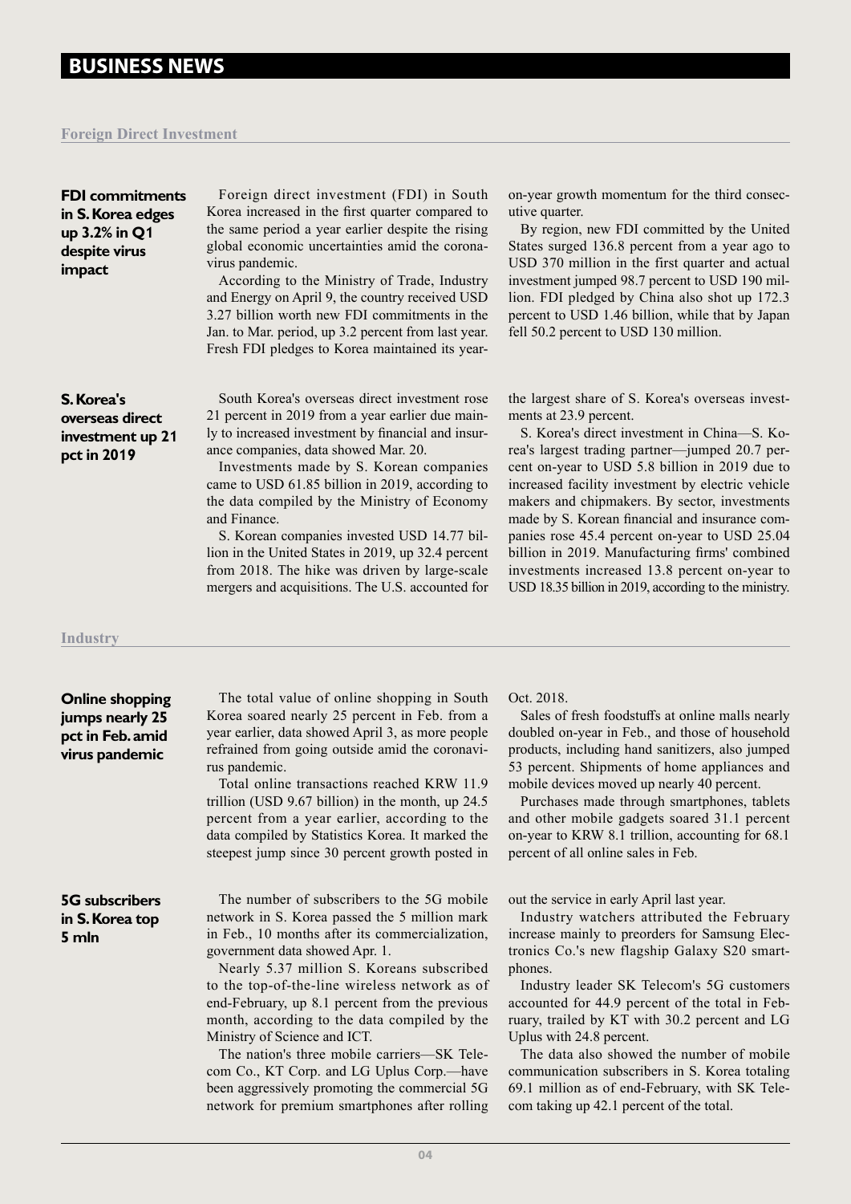# BUSINESS NEWS

## Foreign Direct Investment

### FDI commitments in S. Korea edges up 3.2% in Q1 despite virus impact

Foreign direct investment (FDI) in South Korea increased in the first quarter compared to the same period a year earlier despite the rising global economic uncertainties amid the coronavirus pandemic.

According to the Ministry of Trade, Industry and Energy on April 9, the country received USD 3.27 billion worth new FDI commitments in the Jan. to Mar. period, up 3.2 percent from last year. Fresh FDI pledges to Korea maintained its year-on-year growth momentum for the third consecutive quarter.

By region, new FDI committed by the United States surged 136.8 percent from a year ago to USD 370 million in the first quarter and actual investment jumped 98.7 percent to USD 190 million. FDI pledged by China also shot up 172.3 percent to USD 1.46 billion, while that by Japan fell 50.2 percent to USD 130 million.

### S. Korea's overseas direct investment up 21 pct in 2019

South Korea's overseas direct investment rose 21 percent in 2019 from a year earlier due mainly to increased investment by financial and insurance companies, data showed Mar. 20.

Investments made by S. Korean companies came to USD 61.85 billion in 2019, according to the data compiled by the Ministry of Economy and Finance.

S. Korean companies invested USD 14.77 billion in the United States in 2019, up 32.4 percent from 2018. The hike was driven by large-scale mergers and acquisitions. The U.S. accounted for the largest share of S. Korea's overseas investments at 23.9 percent.

S. Korea's direct investment in China—S. Korea's largest trading partner—jumped 20.7 percent on-year to USD 5.8 billion in 2019 due to increased facility investment by electric vehicle makers and chipmakers. By sector, investments made by S. Korean financial and insurance companies rose 45.4 percent on-year to USD 25.04 billion in 2019. Manufacturing firms' combined investments increased 13.8 percent on-year to USD 18.35 billion in 2019, according to the ministry.

## Industry

### Online shopping jumps nearly 25 pct in Feb. amid virus pandemic

The total value of online shopping in South Korea soared nearly 25 percent in Feb. from a year earlier, data showed April 3, as more people refrained from going outside amid the coronavirus pandemic.

Total online transactions reached KRW 11.9 trillion (USD 9.67 billion) in the month, up 24.5 percent from a year earlier, according to the data compiled by Statistics Korea. It marked the steepest jump since 30 percent growth posted in Oct. 2018.

Sales of fresh foodstuffs at online malls nearly doubled on-year in Feb., and those of household products, including hand sanitizers, also jumped 53 percent. Shipments of home appliances and mobile devices moved up nearly 40 percent.

Purchases made through smartphones, tablets and other mobile gadgets soared 31.1 percent on-year to KRW 8.1 trillion, accounting for 68.1 percent of all online sales in Feb.

### 5G subscribers in S. Korea top 5 mln

The number of subscribers to the 5G mobile network in S. Korea passed the 5 million mark in Feb., 10 months after its commercialization, government data showed Apr. 1.

Nearly 5.37 million S. Koreans subscribed to the top-of-the-line wireless network as of end-February, up 8.1 percent from the previous month, according to the data compiled by the Ministry of Science and ICT.

The nation's three mobile carriers—SK Telecom Co., KT Corp. and LG Uplus Corp.—have been aggressively promoting the commercial 5G network for premium smartphones after rolling out the service in early April last year.

Industry watchers attributed the February increase mainly to preorders for Samsung Electronics Co.'s new flagship Galaxy S20 smartphones.

Industry leader SK Telecom's 5G customers accounted for 44.9 percent of the total in February, trailed by KT with 30.2 percent and LG Uplus with 24.8 percent.

The data also showed the number of mobile communication subscribers in S. Korea totaling 69.1 million as of end-February, with SK Telecom taking up 42.1 percent of the total.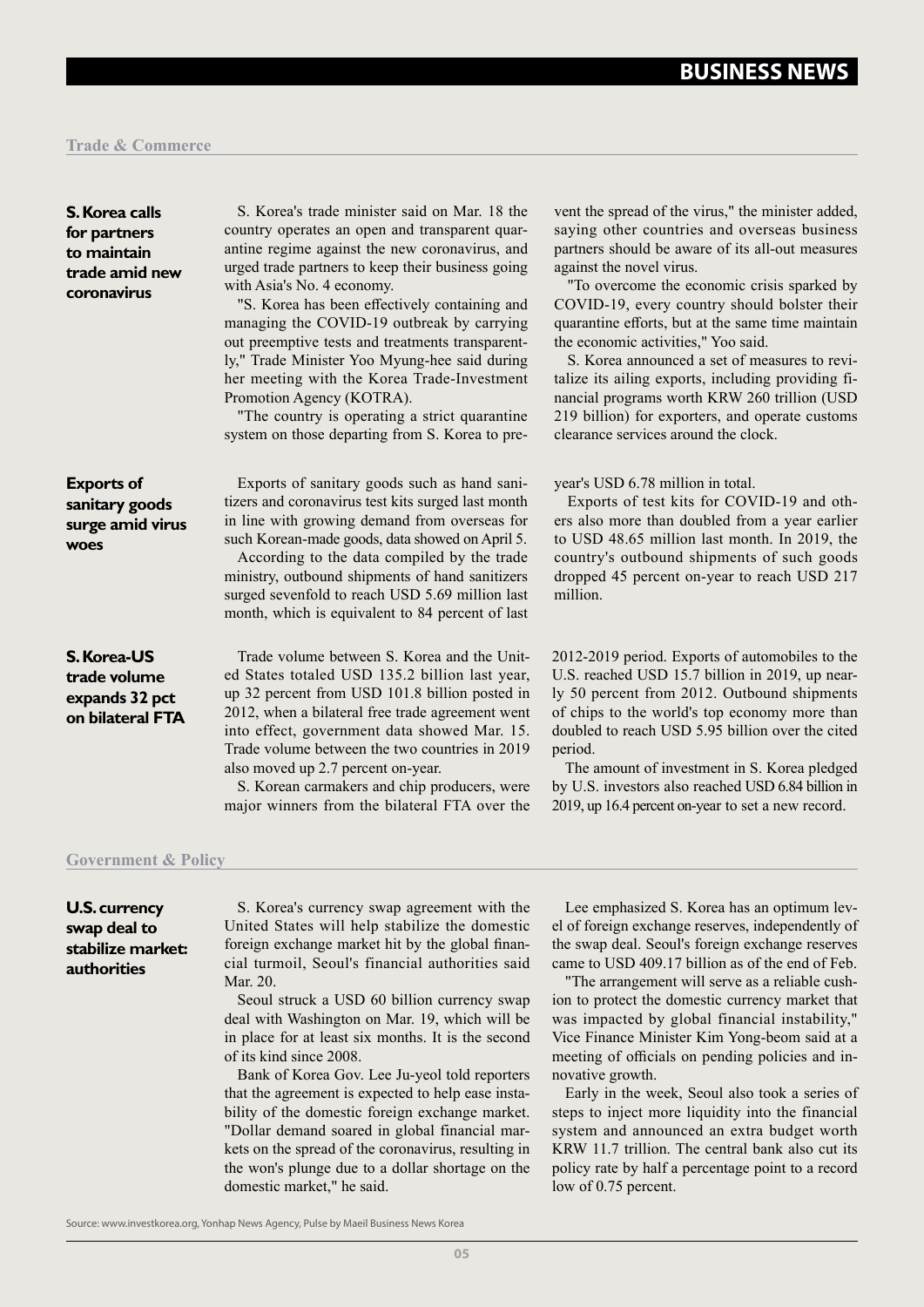# BUSINESS NEWS

## Trade & Commerce

### S. Korea calls for partners to maintain trade amid new coronavirus

S. Korea's trade minister said on Mar. 18 the country operates an open and transparent quarantine regime against the new coronavirus, and urged trade partners to keep their business going with Asia's No. 4 economy.

"S. Korea has been effectively containing and managing the COVID-19 outbreak by carrying out preemptive tests and treatments transparently," Trade Minister Yoo Myung-hee said during her meeting with the Korea Trade-Investment Promotion Agency (KOTRA).

"The country is operating a strict quarantine system on those departing from S. Korea to prevent the spread of the virus," the minister added, saying other countries and overseas business partners should be aware of its all-out measures against the novel virus.

"To overcome the economic crisis sparked by COVID-19, every country should bolster their quarantine efforts, but at the same time maintain the economic activities," Yoo said.

S. Korea announced a set of measures to revitalize its ailing exports, including providing financial programs worth KRW 260 trillion (USD 219 billion) for exporters, and operate customs clearance services around the clock.

### Exports of sanitary goods surge amid virus woes

Exports of sanitary goods such as hand sanitizers and coronavirus test kits surged last month in line with growing demand from overseas for such Korean-made goods, data showed on April 5.

According to the data compiled by the trade ministry, outbound shipments of hand sanitizers surged sevenfold to reach USD 5.69 million last month, which is equivalent to 84 percent of last year's USD 6.78 million in total.

Exports of test kits for COVID-19 and others also more than doubled from a year earlier to USD 48.65 million last month. In 2019, the country's outbound shipments of such goods dropped 45 percent on-year to reach USD 217 million.

### S. Korea-US trade volume expands 32 pct on bilateral FTA

Trade volume between S. Korea and the United States totaled USD 135.2 billion last year, up 32 percent from USD 101.8 billion posted in 2012, when a bilateral free trade agreement went into effect, government data showed Mar. 15. Trade volume between the two countries in 2019 also moved up 2.7 percent on-year.

S. Korean carmakers and chip producers, were major winners from the bilateral FTA over the 2012-2019 period. Exports of automobiles to the U.S. reached USD 15.7 billion in 2019, up nearly 50 percent from 2012. Outbound shipments of chips to the world's top economy more than doubled to reach USD 5.95 billion over the cited period.

The amount of investment in S. Korea pledged by U.S. investors also reached USD 6.84 billion in 2019, up 16.4 percent on-year to set a new record.

## Government & Policy

### U.S. currency swap deal to stabilize market: authorities

S. Korea's currency swap agreement with the United States will help stabilize the domestic foreign exchange market hit by the global financial turmoil, Seoul's financial authorities said Mar. 20.

Seoul struck a USD 60 billion currency swap deal with Washington on Mar. 19, which will be in place for at least six months. It is the second of its kind since 2008.

Bank of Korea Gov. Lee Ju-yeol told reporters that the agreement is expected to help ease instability of the domestic foreign exchange market. "Dollar demand soared in global financial markets on the spread of the coronavirus, resulting in the won's plunge due to a dollar shortage on the domestic market," he said.

Lee emphasized S. Korea has an optimum level of foreign exchange reserves, independently of the swap deal. Seoul's foreign exchange reserves came to USD 409.17 billion as of the end of Feb.

"The arrangement will serve as a reliable cushion to protect the domestic currency market that was impacted by global financial instability," Vice Finance Minister Kim Yong-beom said at a meeting of officials on pending policies and innovative growth.

Early in the week, Seoul also took a series of steps to inject more liquidity into the financial system and announced an extra budget worth KRW 11.7 trillion. The central bank also cut its policy rate by half a percentage point to a record low of 0.75 percent.

Source: www.investkorea.org, Yonhap News Agency, Pulse by Maeil Business News Korea